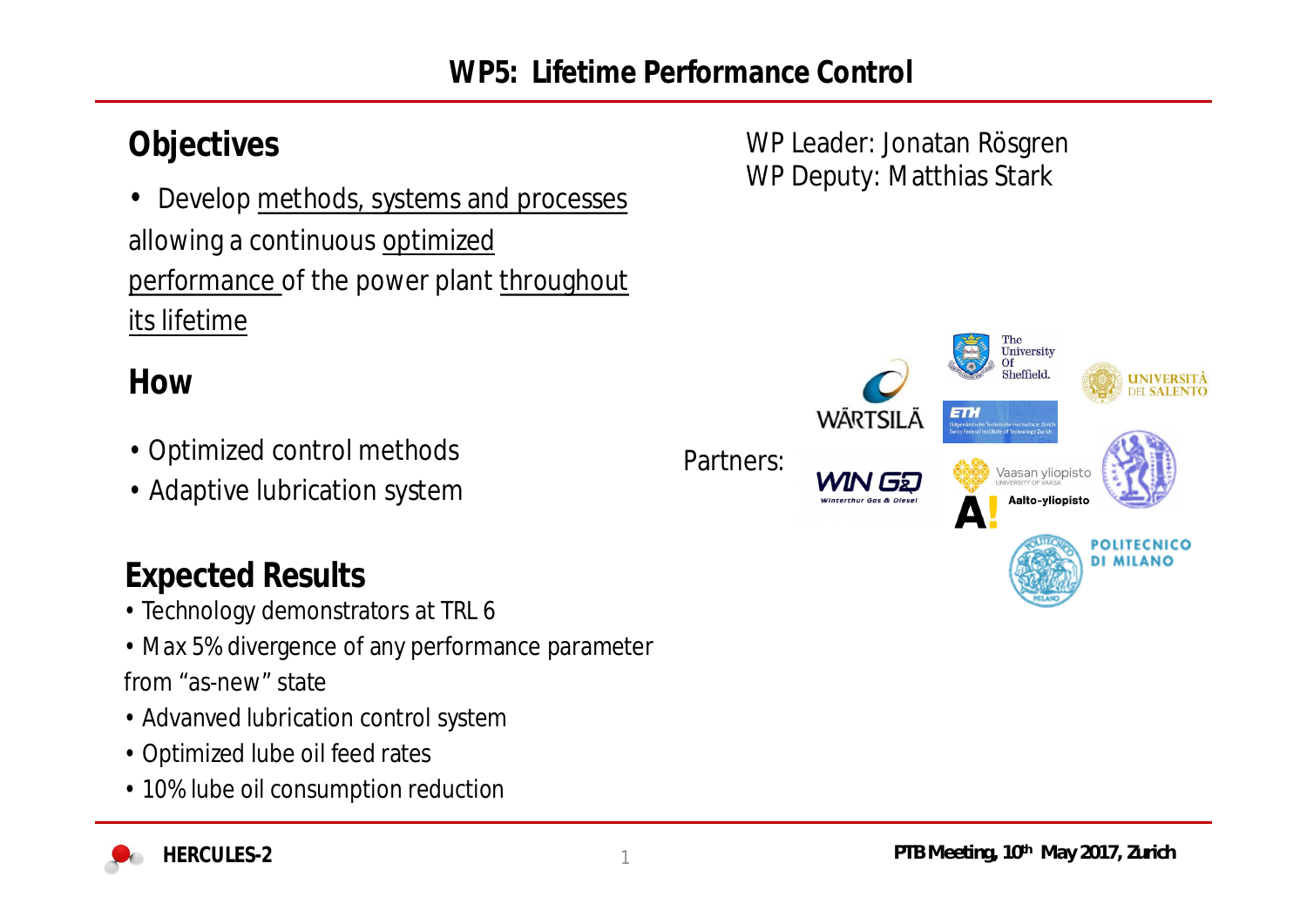# WP5: Lifetime Performance Control

## Objectives

- Develop methods, systems and processes allowing a continuous optimized performance of the power plant throughout its lifetime

WP Leader: Jonatan Rösgren
WP Deputy: Matthias Stark

## How

- Optimized control methods
- Adaptive lubrication system

Partners:

## Expected Results

- Technology demonstrators at TRL 6
- Max 5% divergence of any performance parameter from "as-new" state
- Advanved lubrication control system
- Optimized lube oil feed rates
- 10% lube oil consumption reduction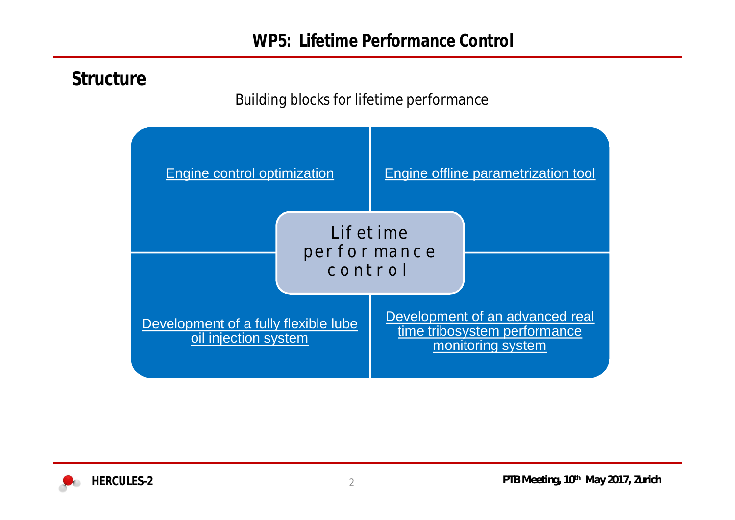# WP5: Lifetime Performance Control

## Structure

Building blocks for lifetime performance

**Lifetime performance control**

- Engine control optimization
- Engine offline parametrization tool
- Development of a fully flexible lube oil injection system
- Development of an advanced real time tribosystem performance monitoring system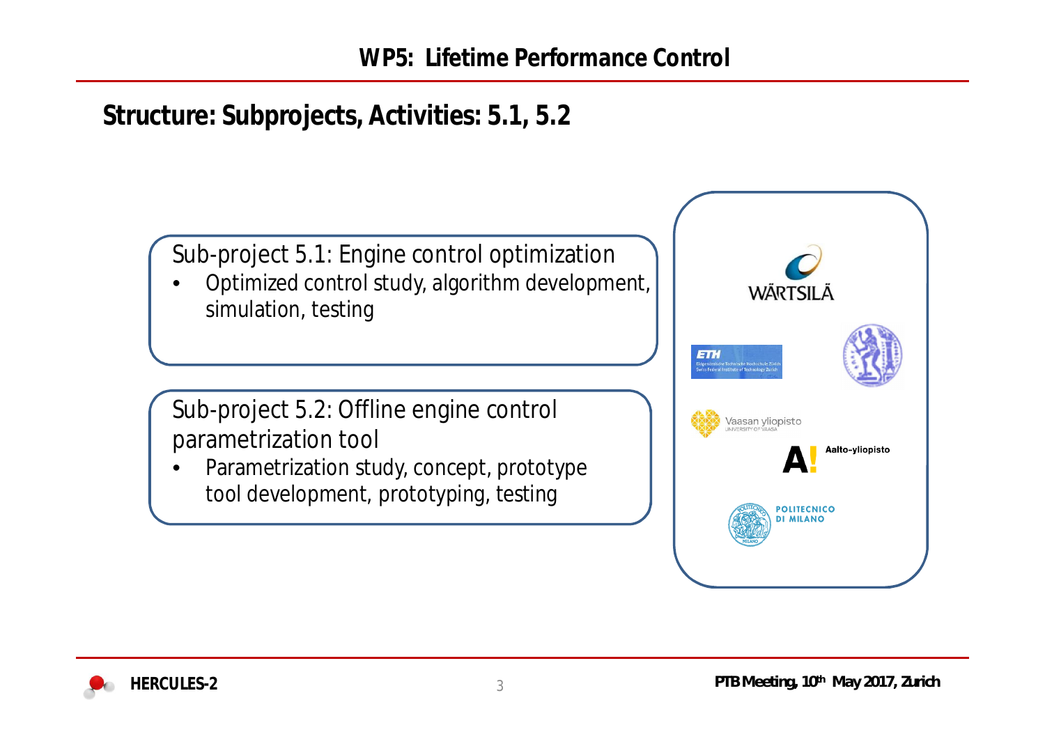# WP5: Lifetime Performance Control

## Structure: Subprojects, Activities: 5.1, 5.2

Sub-project 5.1: Engine control optimization

- Optimized control study, algorithm development, simulation, testing

Sub-project 5.2: Offline engine control parametrization tool

- Parametrization study, concept, prototype tool development, prototyping, testing

WÄRTSILÄ

ETH Eidgenössische Technische Hochschule Zürich Swiss Federal Institute of Technology Zurich

Vaasan yliopisto UNIVERSITY OF VAASA

Aalto-yliopisto

POLITECNICO DI MILANO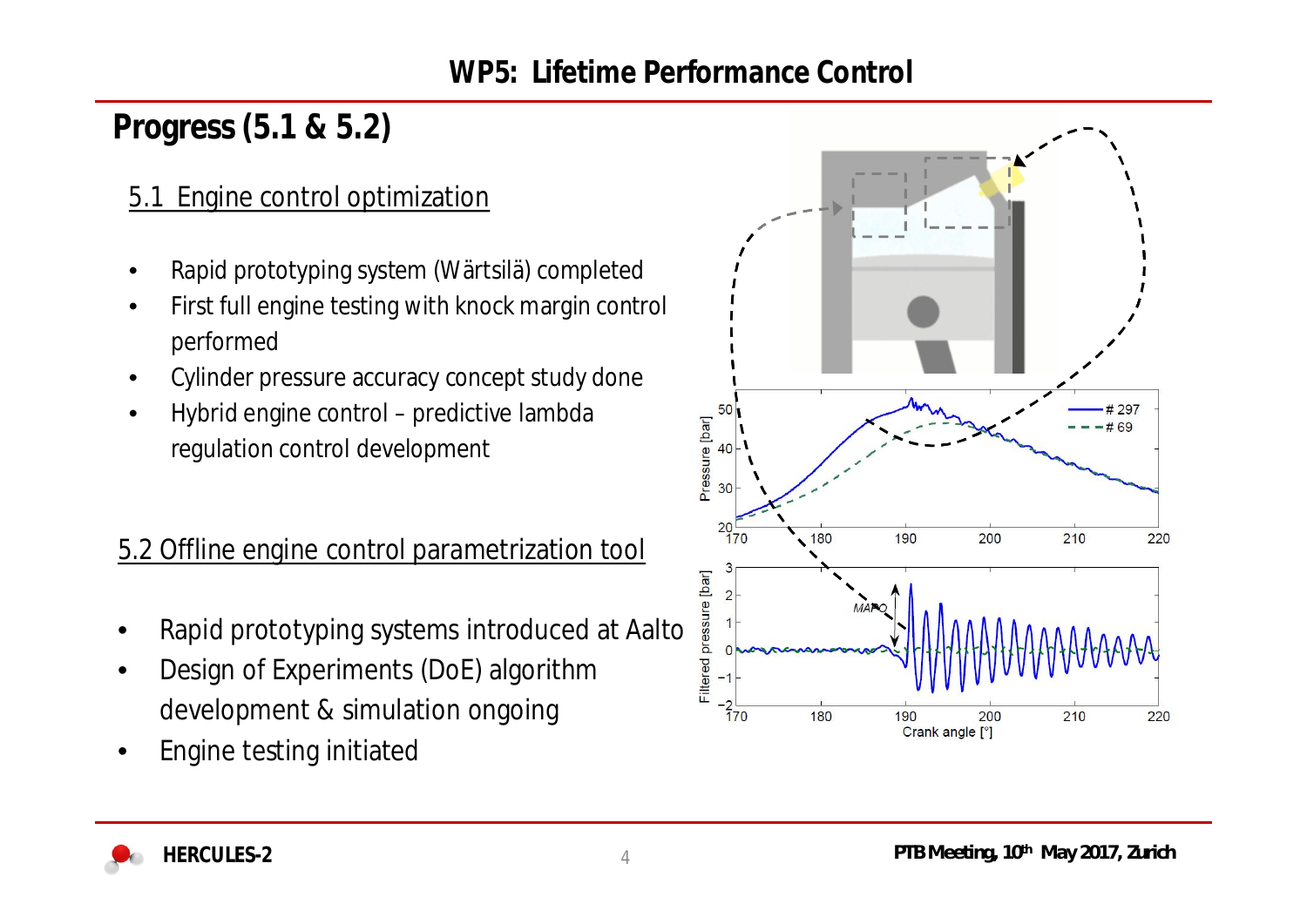# WP5: Lifetime Performance Control

## Progress (5.1 & 5.2)

### 5.1 Engine control optimization

- Rapid prototyping system (Wärtsilä) completed
- First full engine testing with knock margin control performed
- Cylinder pressure accuracy concept study done
- Hybrid engine control – predictive lambda regulation control development

### 5.2 Offline engine control parametrization tool

- Rapid prototyping systems introduced at Aalto
- Design of Experiments (DoE) algorithm development & simulation ongoing
- Engine testing initiated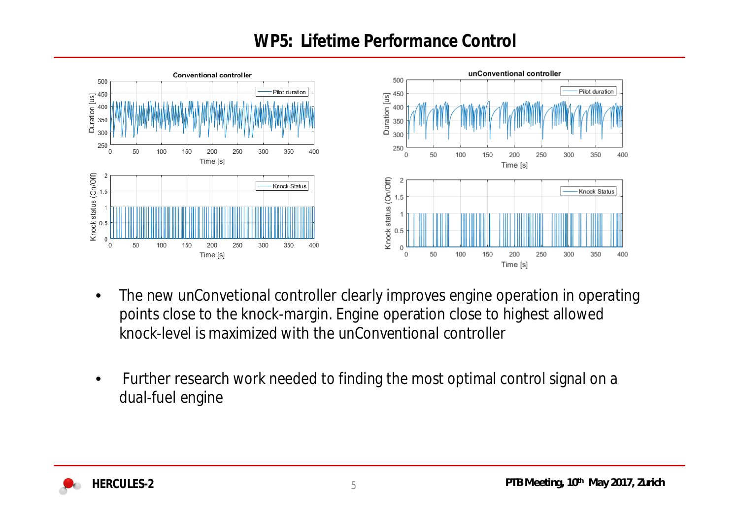# WP5: Lifetime Performance Control

- The new unConvetional controller clearly improves engine operation in operating points close to the knock-margin. Engine operation close to highest allowed knock-level is maximized with the unConventional controller

- Further research work needed to finding the most optimal control signal on a dual-fuel engine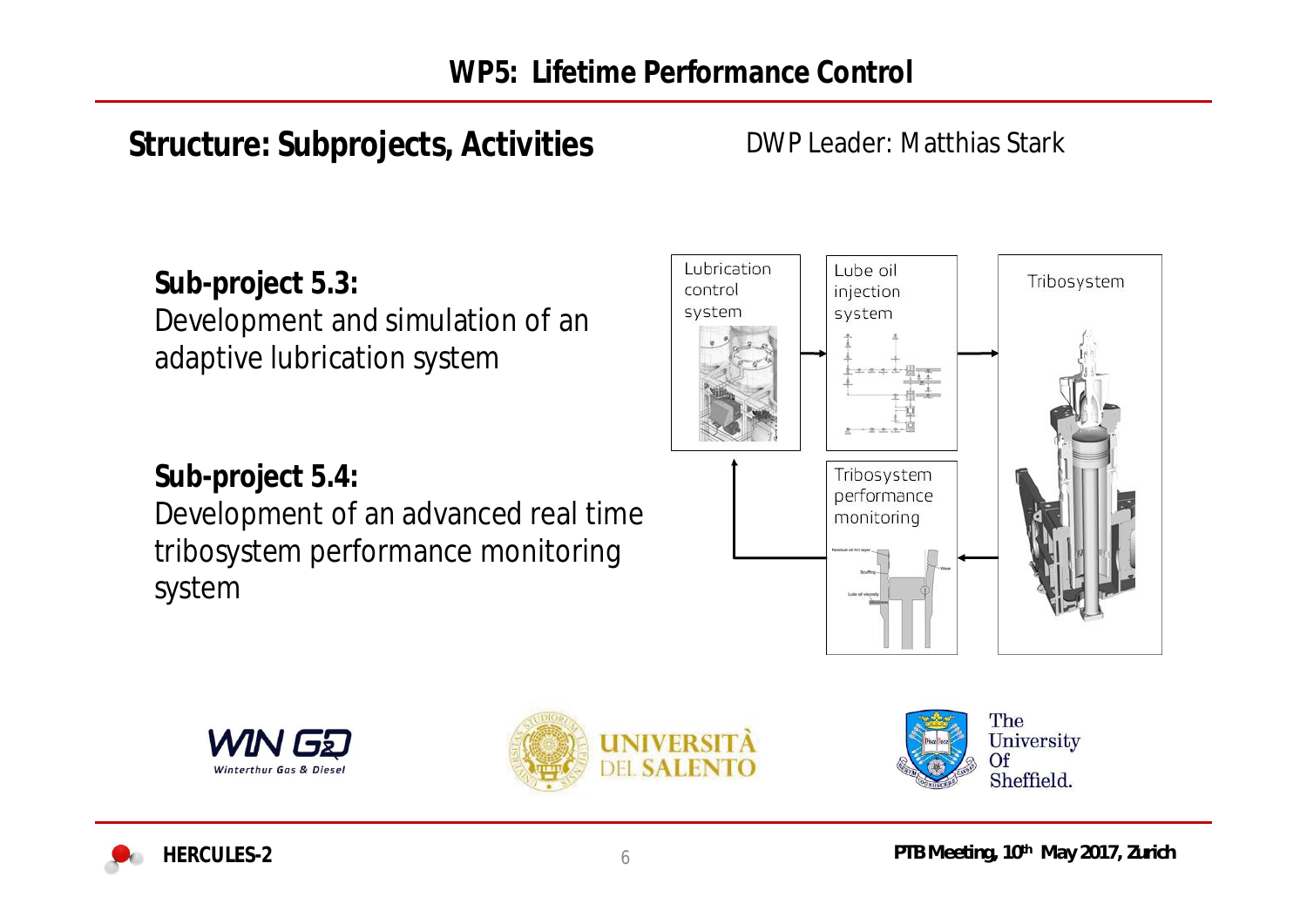# WP5: Lifetime Performance Control

## Structure: Subprojects, Activities

DWP Leader: Matthias Stark

**Sub-project 5.3:**
Development and simulation of an adaptive lubrication system

**Sub-project 5.4:**
Development of an advanced real time tribosystem performance monitoring system

Lubrication control system

Lube oil injection system

Tribosystem

Tribosystem performance monitoring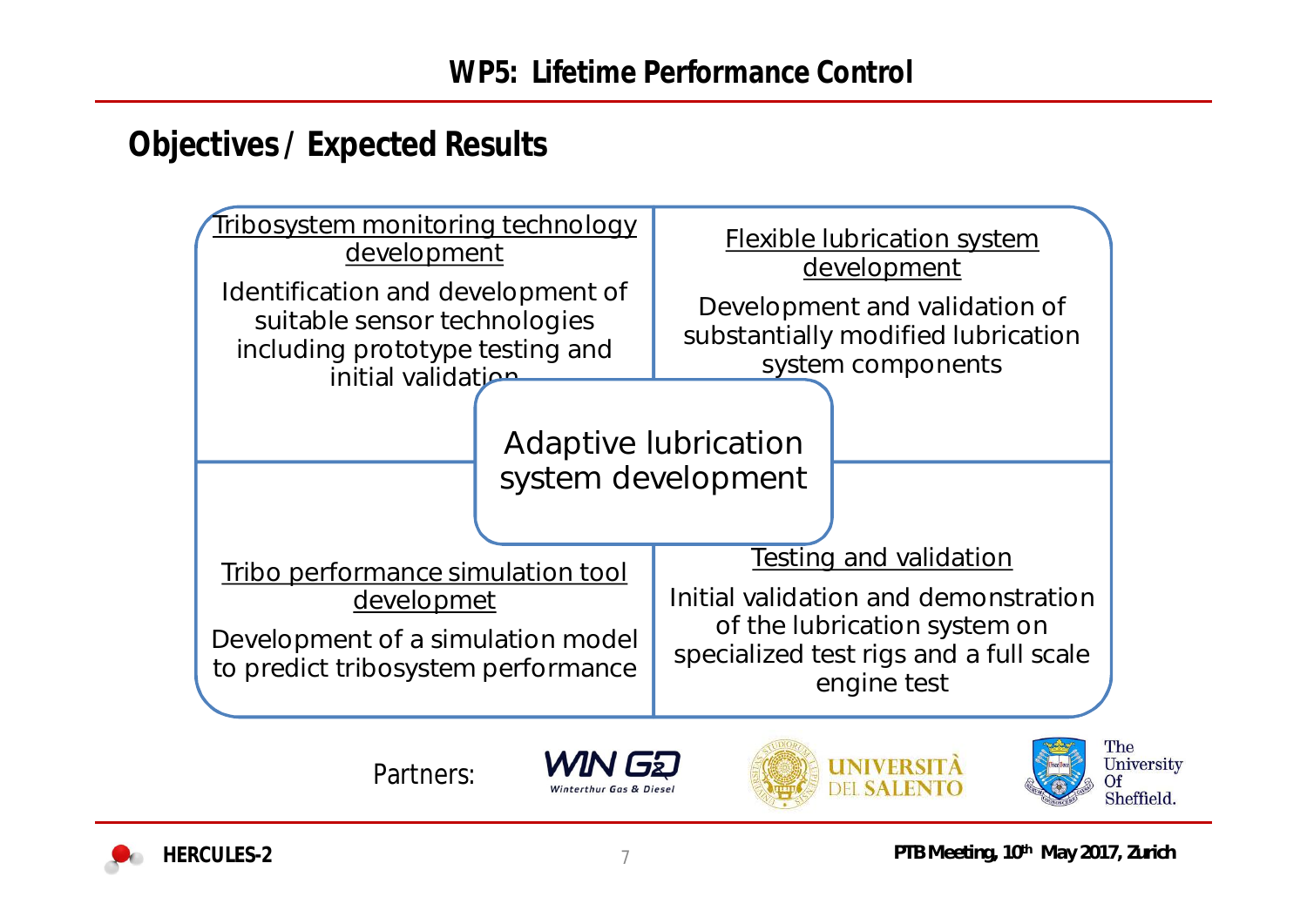# WP5: Lifetime Performance Control

## Objectives / Expected Results

**Tribosystem monitoring technology development**

Identification and development of suitable sensor technologies including prototype testing and initial validation

**Flexible lubrication system development**

Development and validation of substantially modified lubrication system components

**Adaptive lubrication system development**

**Tribo performance simulation tool developmet**

Development of a simulation model to predict tribosystem performance

**Testing and validation**

Initial validation and demonstration of the lubrication system on specialized test rigs and a full scale engine test

Partners: WIN GD Winterthur Gas & Diesel, Università del Salento, The University Of Sheffield.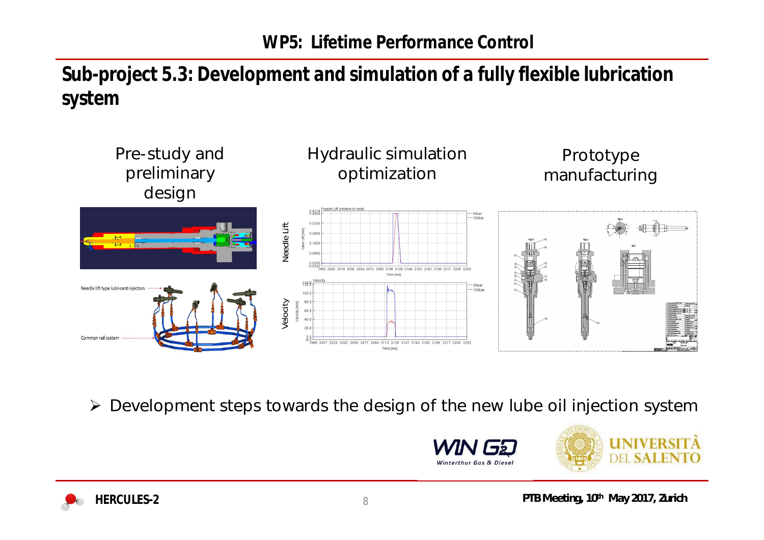## WP5: Lifetime Performance Control

# Sub-project 5.3: Development and simulation of a fully flexible lubrication system

| Pre-study and preliminary design | Hydraulic simulation optimization | Prototype manufacturing |
| --- | --- | --- |

- Development steps towards the design of the new lube oil injection system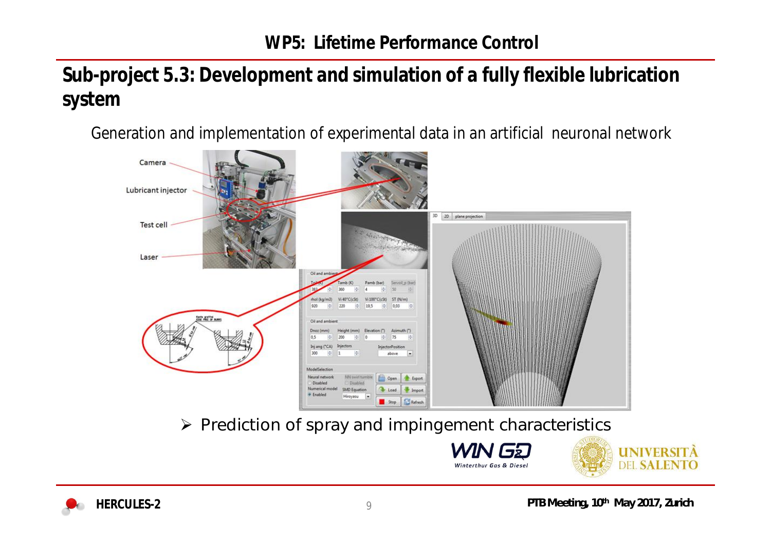# WP5: Lifetime Performance Control

## Sub-project 5.3: Development and simulation of a fully flexible lubrication system

Generation and implementation of experimental data in an artificial neuronal network

- Prediction of spray and impingement characteristics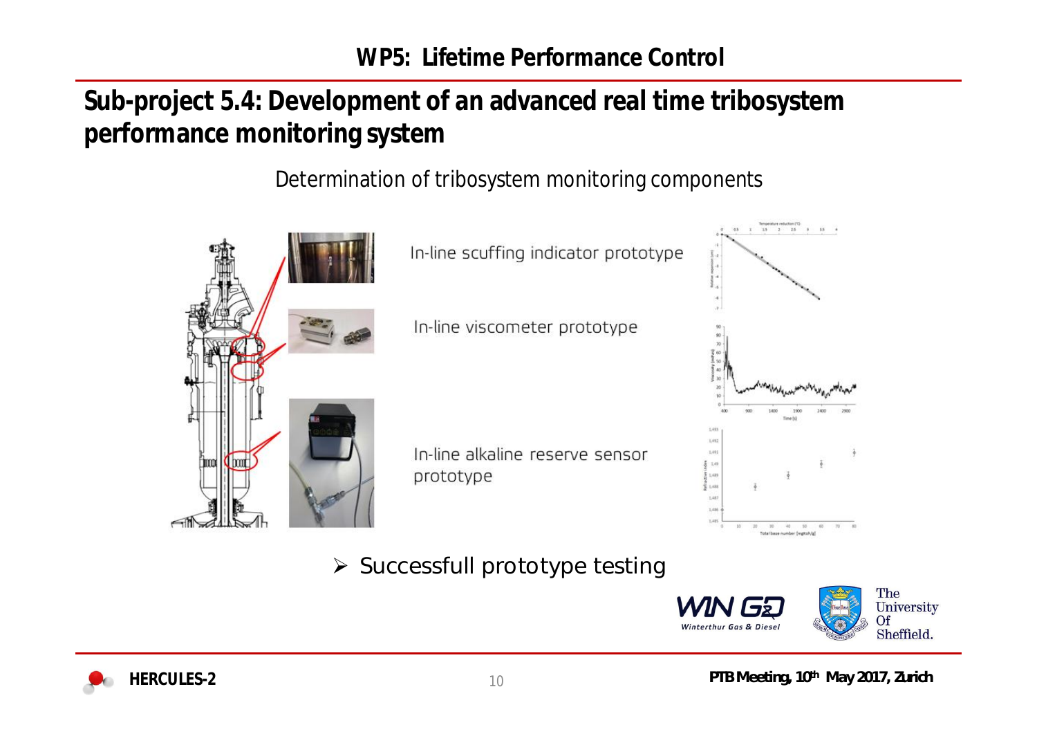# WP5: Lifetime Performance Control

## Sub-project 5.4: Development of an advanced real time tribosystem performance monitoring system

Determination of tribosystem monitoring components

In-line scuffing indicator prototype

In-line viscometer prototype

In-line alkaline reserve sensor prototype

- Successfull prototype testing